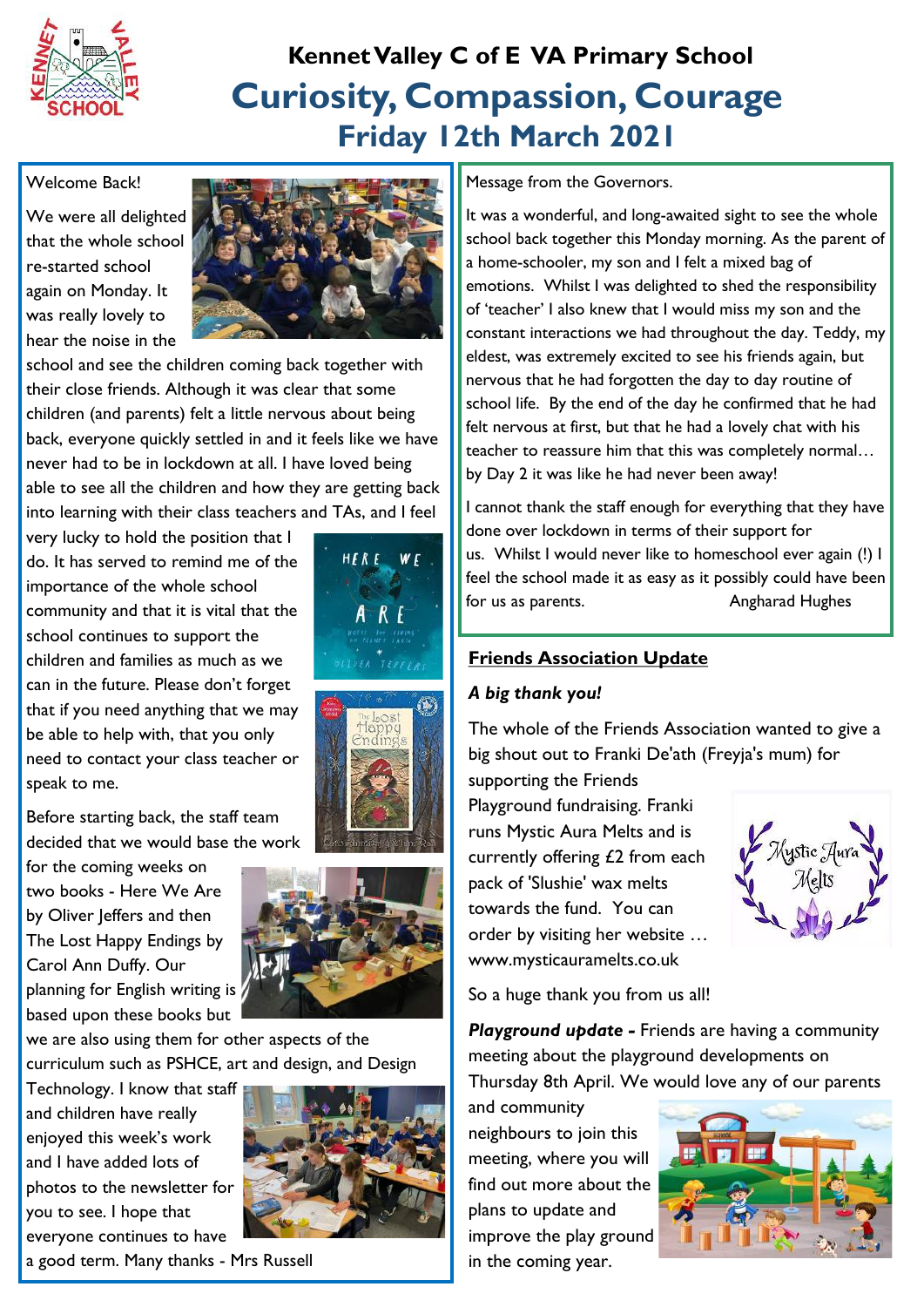# Kennet Valley C of E VA Primary School

# Curiosity, Compassion, Courage

## Friday 12th March 2021

Welcome Back!

We were all delighted that the whole school re-started school again on Monday. It was really lovely to hear the noise in the school and see the children coming back together with their close friends. Although it was clear that some children (and parents) felt a little nervous about being back, everyone quickly settled in and it feels like we have never had to be in lockdown at all. I have loved being able to see all the children and how they are getting back into learning with their class teachers and TAs, and I feel very lucky to hold the position that I do. It has served to remind me of the importance of the whole school community and that it is vital that the school continues to support the children and families as much as we can in the future. Please don't forget that if you need anything that we may be able to help with, that you only need to contact your class teacher or speak to me.

Before starting back, the staff team decided that we would base the work for the coming weeks on two books - Here We Are by Oliver Jeffers and then The Lost Happy Endings by Carol Ann Duffy. Our planning for English writing is based upon these books but we are also using them for other aspects of the curriculum such as PSHCE, art and design, and Design Technology. I know that staff and children have really enjoyed this week's work and I have added lots of photos to the newsletter for you to see. I hope that everyone continues to have a good term. Many thanks - Mrs Russell

Message from the Governors.

It was a wonderful, and long-awaited sight to see the whole school back together this Monday morning. As the parent of a home-schooler, my son and I felt a mixed bag of emotions. Whilst I was delighted to shed the responsibility of 'teacher' I also knew that I would miss my son and the constant interactions we had throughout the day. Teddy, my eldest, was extremely excited to see his friends again, but nervous that he had forgotten the day to day routine of school life. By the end of the day he confirmed that he had felt nervous at first, but that he had a lovely chat with his teacher to reassure him that this was completely normal… by Day 2 it was like he had never been away!

I cannot thank the staff enough for everything that they have done over lockdown in terms of their support for us. Whilst I would never like to homeschool ever again (!) I feel the school made it as easy as it possibly could have been for us as parents. Angharad Hughes

## Friends Association Update

***A big thank you!***

The whole of the Friends Association wanted to give a big shout out to Franki De'ath (Freyja's mum) for supporting the Friends Playground fundraising. Franki runs Mystic Aura Melts and is currently offering £2 from each pack of 'Slushie' wax melts towards the fund. You can order by visiting her website … www.mysticauramelts.co.uk

So a huge thank you from us all!

***Playground update -*** Friends are having a community meeting about the playground developments on Thursday 8th April. We would love any of our parents and community neighbours to join this meeting, where you will find out more about the plans to update and improve the play ground in the coming year.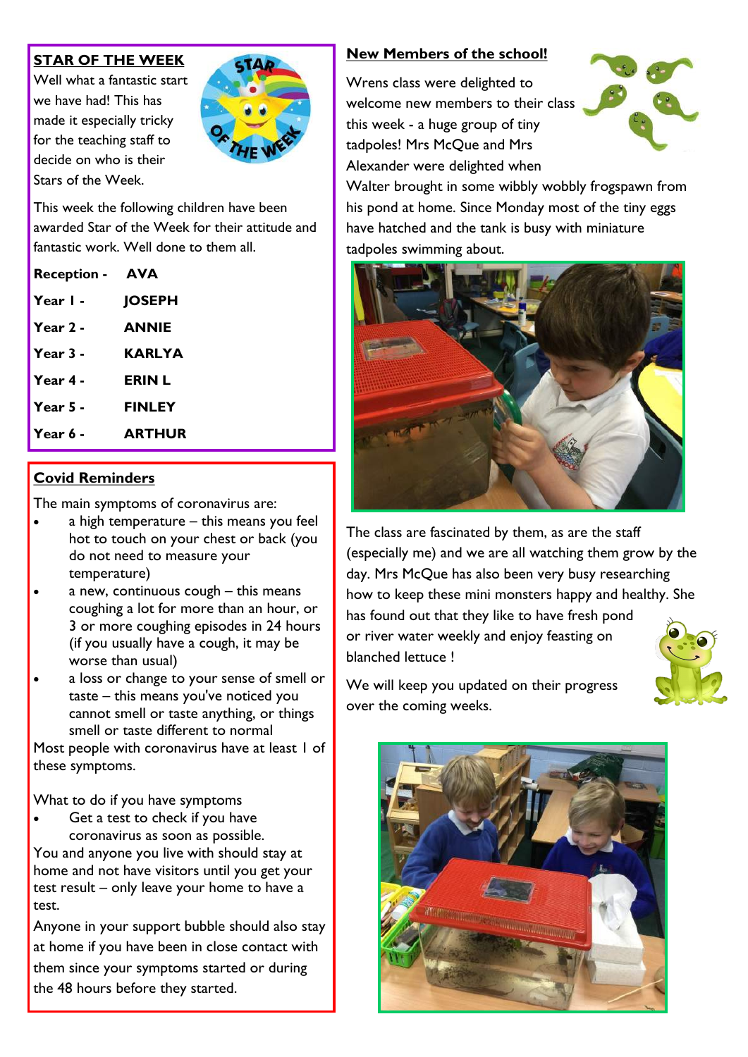## STAR OF THE WEEK

Well what a fantastic start we have had! This has made it especially tricky for the teaching staff to decide on who is their Stars of the Week.

This week the following children have been awarded Star of the Week for their attitude and fantastic work. Well done to them all.

| | |
|---|---|
| **Reception -** | **AVA** |
| **Year 1 -** | **JOSEPH** |
| **Year 2 -** | **ANNIE** |
| **Year 3 -** | **KARLYA** |
| **Year 4 -** | **ERIN L** |
| **Year 5 -** | **FINLEY** |
| **Year 6 -** | **ARTHUR** |

## Covid Reminders

The main symptoms of coronavirus are:

- a high temperature – this means you feel hot to touch on your chest or back (you do not need to measure your temperature)
- a new, continuous cough – this means coughing a lot for more than an hour, or 3 or more coughing episodes in 24 hours (if you usually have a cough, it may be worse than usual)
- a loss or change to your sense of smell or taste – this means you've noticed you cannot smell or taste anything, or things smell or taste different to normal

Most people with coronavirus have at least 1 of these symptoms.

What to do if you have symptoms

- Get a test to check if you have coronavirus as soon as possible.

You and anyone you live with should stay at home and not have visitors until you get your test result – only leave your home to have a test.

Anyone in your support bubble should also stay at home if you have been in close contact with them since your symptoms started or during the 48 hours before they started.

## New Members of the school!

Wrens class were delighted to welcome new members to their class this week - a huge group of tiny tadpoles! Mrs McQue and Mrs Alexander were delighted when Walter brought in some wibbly wobbly frogspawn from his pond at home. Since Monday most of the tiny eggs have hatched and the tank is busy with miniature tadpoles swimming about.

The class are fascinated by them, as are the staff (especially me) and we are all watching them grow by the day. Mrs McQue has also been very busy researching how to keep these mini monsters happy and healthy. She has found out that they like to have fresh pond or river water weekly and enjoy feasting on blanched lettuce !

We will keep you updated on their progress over the coming weeks.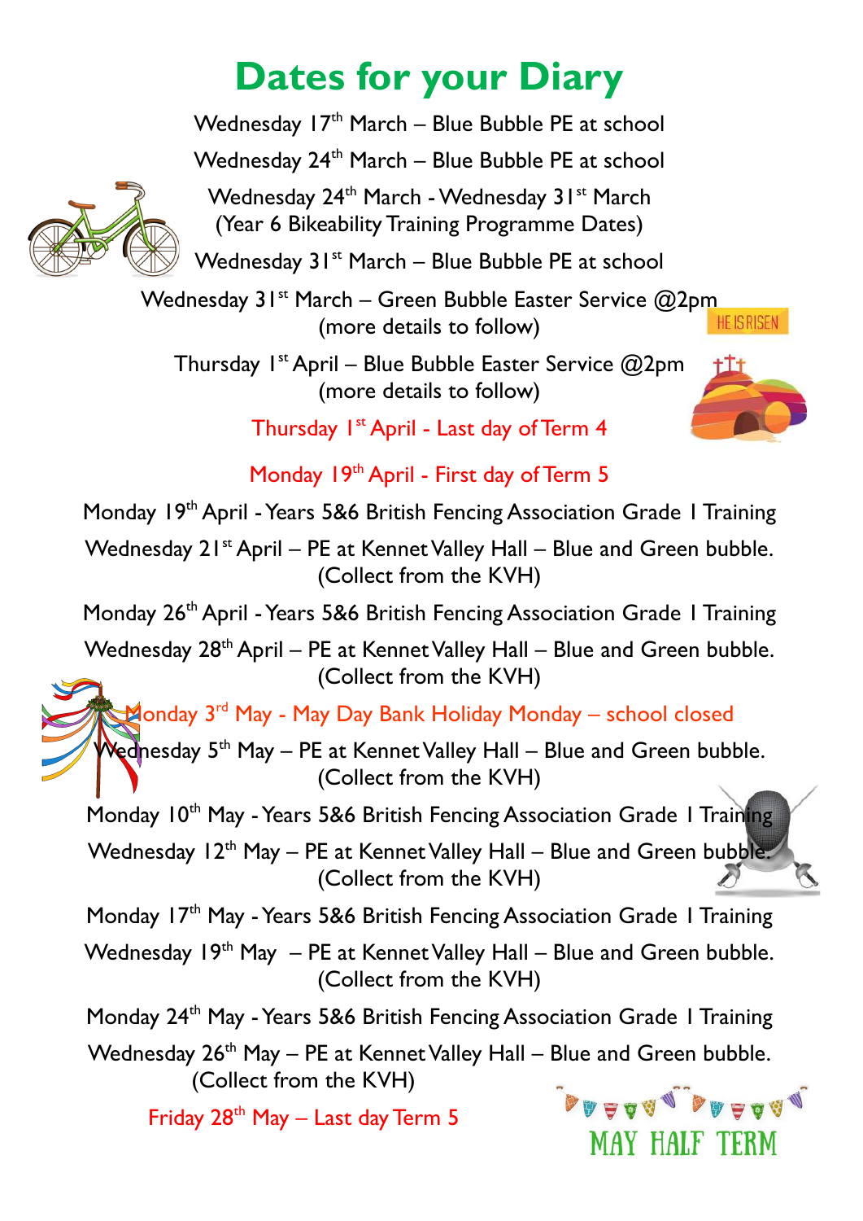# Dates for your Diary

Wednesday 17th March – Blue Bubble PE at school

Wednesday 24th March – Blue Bubble PE at school

Wednesday 24th March - Wednesday 31st March
(Year 6 Bikeability Training Programme Dates)

Wednesday 31st March – Blue Bubble PE at school

Wednesday 31st March – Green Bubble Easter Service @2pm
(more details to follow)

Thursday 1st April – Blue Bubble Easter Service @2pm
(more details to follow)

Thursday 1st April - Last day of Term 4

Monday 19th April - First day of Term 5

Monday 19th April - Years 5&6 British Fencing Association Grade 1 Training

Wednesday 21st April – PE at Kennet Valley Hall – Blue and Green bubble.
(Collect from the KVH)

Monday 26th April - Years 5&6 British Fencing Association Grade 1 Training

Wednesday 28th April – PE at Kennet Valley Hall – Blue and Green bubble.
(Collect from the KVH)

Monday 3rd May - May Day Bank Holiday Monday – school closed

Wednesday 5th May – PE at Kennet Valley Hall – Blue and Green bubble.
(Collect from the KVH)

Monday 10th May - Years 5&6 British Fencing Association Grade 1 Training

Wednesday 12th May – PE at Kennet Valley Hall – Blue and Green bubble.
(Collect from the KVH)

Monday 17th May - Years 5&6 British Fencing Association Grade 1 Training

Wednesday 19th May – PE at Kennet Valley Hall – Blue and Green bubble.
(Collect from the KVH)

Monday 24th May - Years 5&6 British Fencing Association Grade 1 Training

Wednesday 26th May – PE at Kennet Valley Hall – Blue and Green bubble.
(Collect from the KVH)

Friday 28th May – Last day Term 5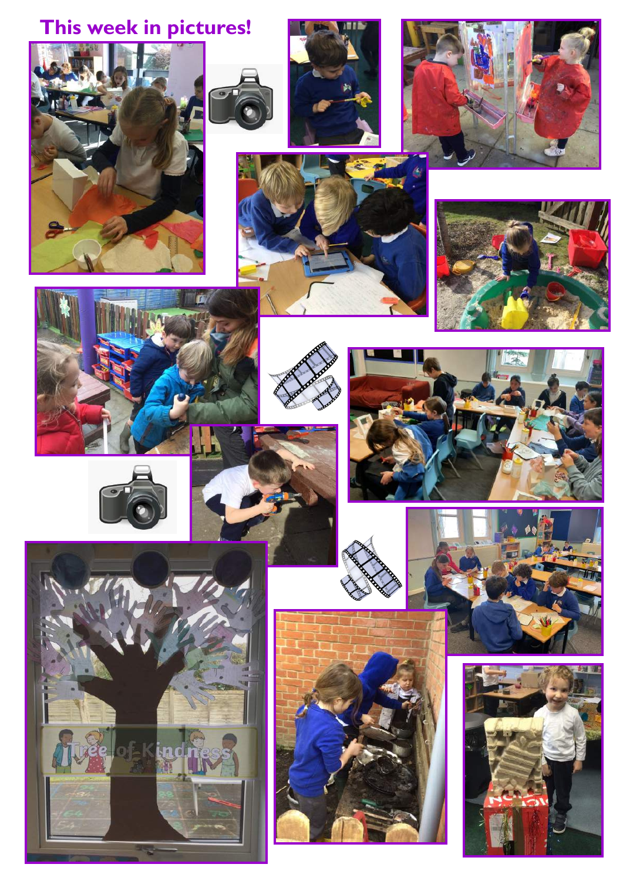# This week in pictures!